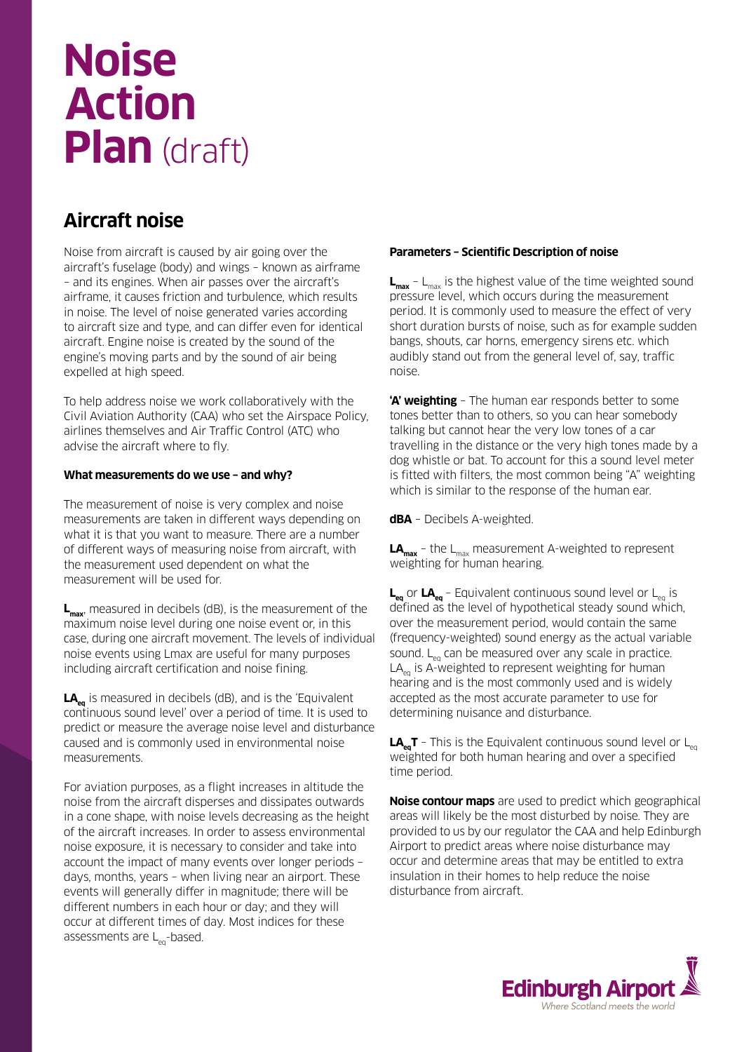# Noise Action Plan (draft)

## Aircraft noise

Noise from aircraft is caused by air going over the aircraft's fuselage (body) and wings – known as airframe – and its engines. When air passes over the aircraft's airframe, it causes friction and turbulence, which results in noise. The level of noise generated varies according to aircraft size and type, and can differ even for identical aircraft. Engine noise is created by the sound of the engine's moving parts and by the sound of air being expelled at high speed.

To help address noise we work collaboratively with the Civil Aviation Authority (CAA) who set the Airspace Policy, airlines themselves and Air Traffic Control (ATC) who advise the aircraft where to fly.

**What measurements do we use – and why?**

The measurement of noise is very complex and noise measurements are taken in different ways depending on what it is that you want to measure. There are a number of different ways of measuring noise from aircraft, with the measurement used dependent on what the measurement will be used for.

**$L_{max}$**, measured in decibels (dB), is the measurement of the maximum noise level during one noise event or, in this case, during one aircraft movement. The levels of individual noise events using Lmax are useful for many purposes including aircraft certification and noise fining.

**$LA_{eq}$** is measured in decibels (dB), and is the 'Equivalent continuous sound level' over a period of time. It is used to predict or measure the average noise level and disturbance caused and is commonly used in environmental noise measurements.

For aviation purposes, as a flight increases in altitude the noise from the aircraft disperses and dissipates outwards in a cone shape, with noise levels decreasing as the height of the aircraft increases. In order to assess environmental noise exposure, it is necessary to consider and take into account the impact of many events over longer periods – days, months, years – when living near an airport. These events will generally differ in magnitude; there will be different numbers in each hour or day; and they will occur at different times of day. Most indices for these assessments are $L_{eq}$-based.

**Parameters – Scientific Description of noise**

**$L_{max}$** – $L_{max}$ is the highest value of the time weighted sound pressure level, which occurs during the measurement period. It is commonly used to measure the effect of very short duration bursts of noise, such as for example sudden bangs, shouts, car horns, emergency sirens etc. which audibly stand out from the general level of, say, traffic noise.

**'A' weighting** – The human ear responds better to some tones better than to others, so you can hear somebody talking but cannot hear the very low tones of a car travelling in the distance or the very high tones made by a dog whistle or bat. To account for this a sound level meter is fitted with filters, the most common being "A" weighting which is similar to the response of the human ear.

**dBA** – Decibels A-weighted.

**$LA_{max}$** – the $L_{max}$ measurement A-weighted to represent weighting for human hearing.

**$L_{eq}$** or **$LA_{eq}$** – Equivalent continuous sound level or $L_{eq}$ is defined as the level of hypothetical steady sound which, over the measurement period, would contain the same (frequency-weighted) sound energy as the actual variable sound. $L_{eq}$ can be measured over any scale in practice. $LA_{eq}$ is A-weighted to represent weighting for human hearing and is the most commonly used and is widely accepted as the most accurate parameter to use for determining nuisance and disturbance.

**$LA_{eq}T$** – This is the Equivalent continuous sound level or $L_{eq}$ weighted for both human hearing and over a specified time period.

**Noise contour maps** are used to predict which geographical areas will likely be the most disturbed by noise. They are provided to us by our regulator the CAA and help Edinburgh Airport to predict areas where noise disturbance may occur and determine areas that may be entitled to extra insulation in their homes to help reduce the noise disturbance from aircraft.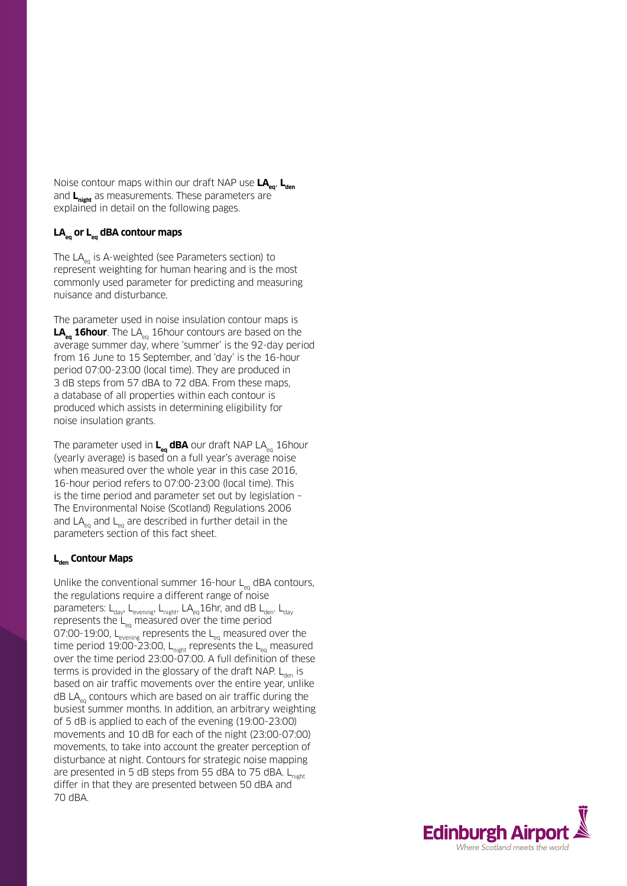Noise contour maps within our draft NAP use **$LA_{eq}$**, **$L_{den}$** and **$L_{night}$** as measurements. These parameters are explained in detail on the following pages.

### $LA_{eq}$ or $L_{eq}$ dBA contour maps

The $LA_{eq}$ is A-weighted (see Parameters section) to represent weighting for human hearing and is the most commonly used parameter for predicting and measuring nuisance and disturbance.

The parameter used in noise insulation contour maps is **$LA_{eq}$ 16hour**. The $LA_{eq}$ 16hour contours are based on the average summer day, where 'summer' is the 92-day period from 16 June to 15 September, and 'day' is the 16-hour period 07:00-23:00 (local time). They are produced in 3 dB steps from 57 dBA to 72 dBA. From these maps, a database of all properties within each contour is produced which assists in determining eligibility for noise insulation grants.

The parameter used in **$L_{eq}$ dBA** our draft NAP $LA_{eq}$ 16hour (yearly average) is based on a full year's average noise when measured over the whole year in this case 2016, 16-hour period refers to 07:00-23:00 (local time). This is the time period and parameter set out by legislation – The Environmental Noise (Scotland) Regulations 2006 and $LA_{eq}$ and $L_{eq}$ are described in further detail in the parameters section of this fact sheet.

### $L_{den}$ Contour Maps

Unlike the conventional summer 16-hour $L_{eq}$ dBA contours, the regulations require a different range of noise parameters: $L_{day}$, $L_{evening}$, $L_{night}$, $LA_{eq}$16hr, and dB $L_{den}$. $L_{day}$ represents the $L_{eq}$ measured over the time period 07:00-19:00, $L_{evening}$ represents the $L_{eq}$ measured over the time period 19:00-23:00, $L_{night}$ represents the $L_{eq}$ measured over the time period 23:00-07:00. A full definition of these terms is provided in the glossary of the draft NAP. $L_{den}$ is based on air traffic movements over the entire year, unlike dB $LA_{eq}$ contours which are based on air traffic during the busiest summer months. In addition, an arbitrary weighting of 5 dB is applied to each of the evening (19:00-23:00) movements and 10 dB for each of the night (23:00-07:00) movements, to take into account the greater perception of disturbance at night. Contours for strategic noise mapping are presented in 5 dB steps from 55 dBA to 75 dBA. $L_{night}$ differ in that they are presented between 50 dBA and 70 dBA.